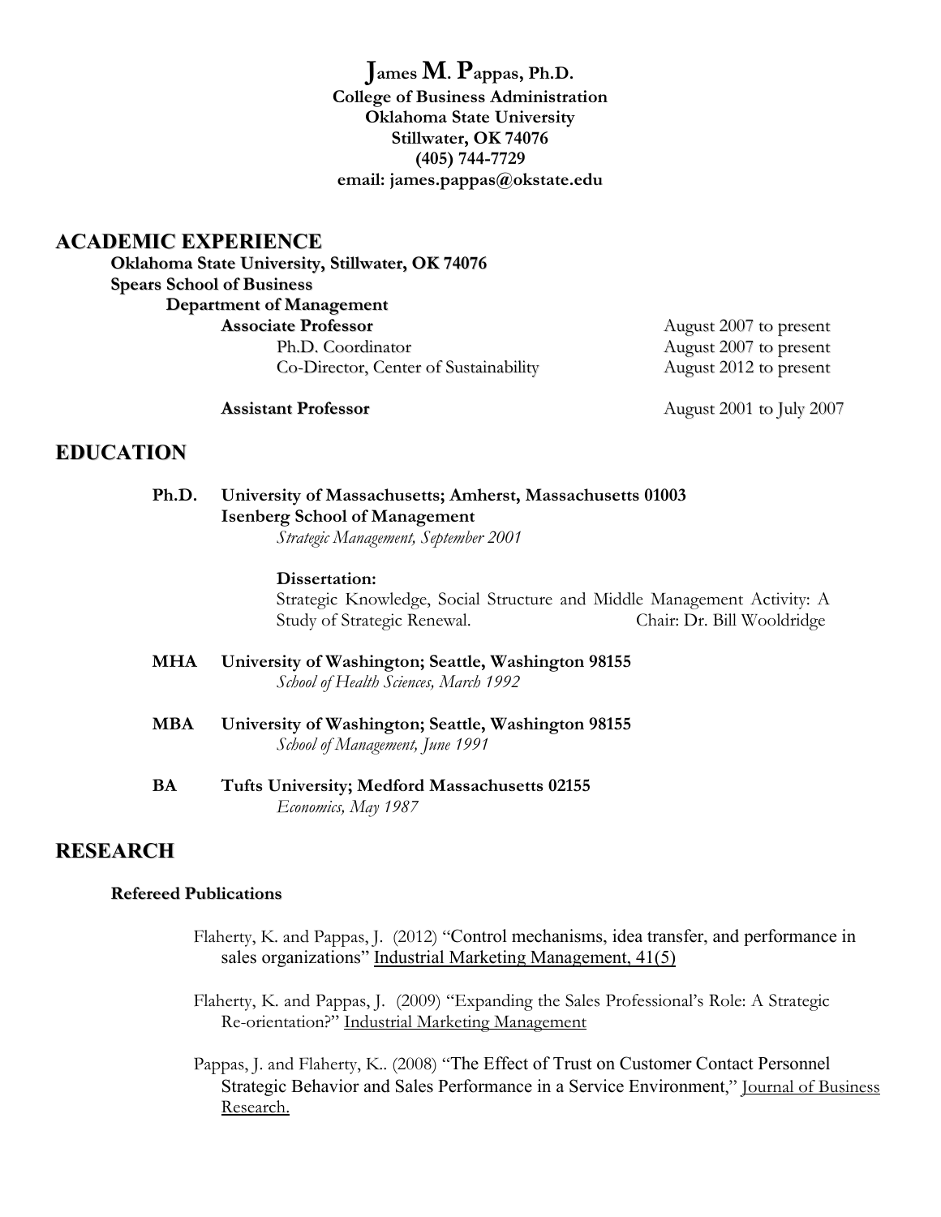# James M. Pappas, Ph.D.

**College of Business Administration**
**Oklahoma State University**
**Stillwater, OK 74076**
**(405) 744-7729**
**email: james.pappas@okstate.edu**

## ACADEMIC EXPERIENCE

**Oklahoma State University, Stillwater, OK 74076**
**Spears School of Business**
**Department of Management**

| | |
|---|---|
| **Associate Professor** | August 2007 to present |
| Ph.D. Coordinator | August 2007 to present |
| Co-Director, Center of Sustainability | August 2012 to present |
| **Assistant Professor** | August 2001 to July 2007 |

## EDUCATION

**Ph.D.** **University of Massachusetts; Amherst, Massachusetts 01003**
**Isenberg School of Management**
*Strategic Management, September 2001*

**Dissertation:**
Strategic Knowledge, Social Structure and Middle Management Activity: A Study of Strategic Renewal. Chair: Dr. Bill Wooldridge

**MHA** **University of Washington; Seattle, Washington 98155**
*School of Health Sciences, March 1992*

**MBA** **University of Washington; Seattle, Washington 98155**
*School of Management, June 1991*

**BA** **Tufts University; Medford Massachusetts 02155**
*Economics, May 1987*

## RESEARCH

### Refereed Publications

Flaherty, K. and Pappas, J. (2012) "Control mechanisms, idea transfer, and performance in sales organizations" Industrial Marketing Management, 41(5)

Flaherty, K. and Pappas, J. (2009) "Expanding the Sales Professional's Role: A Strategic Re-orientation?" Industrial Marketing Management

Pappas, J. and Flaherty, K.. (2008) "The Effect of Trust on Customer Contact Personnel Strategic Behavior and Sales Performance in a Service Environment," Journal of Business Research.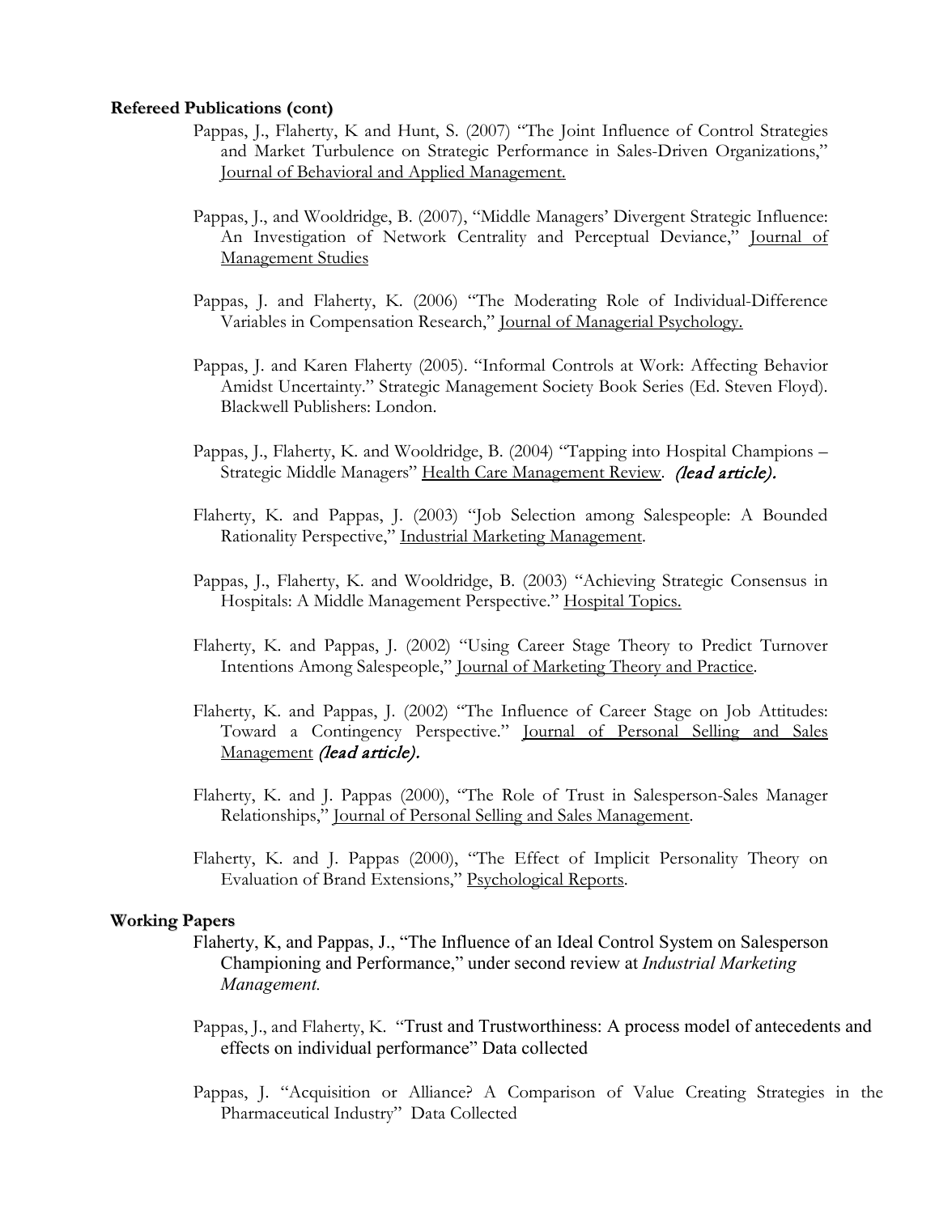**Refereed Publications (cont)**

Pappas, J., Flaherty, K and Hunt, S. (2007) "The Joint Influence of Control Strategies and Market Turbulence on Strategic Performance in Sales-Driven Organizations," Journal of Behavioral and Applied Management.

Pappas, J., and Wooldridge, B. (2007), "Middle Managers' Divergent Strategic Influence: An Investigation of Network Centrality and Perceptual Deviance," Journal of Management Studies

Pappas, J. and Flaherty, K. (2006) "The Moderating Role of Individual-Difference Variables in Compensation Research," Journal of Managerial Psychology.

Pappas, J. and Karen Flaherty (2005). "Informal Controls at Work: Affecting Behavior Amidst Uncertainty." Strategic Management Society Book Series (Ed. Steven Floyd). Blackwell Publishers: London.

Pappas, J., Flaherty, K. and Wooldridge, B. (2004) "Tapping into Hospital Champions – Strategic Middle Managers" Health Care Management Review. *(lead article).*

Flaherty, K. and Pappas, J. (2003) "Job Selection among Salespeople: A Bounded Rationality Perspective," Industrial Marketing Management.

Pappas, J., Flaherty, K. and Wooldridge, B. (2003) "Achieving Strategic Consensus in Hospitals: A Middle Management Perspective." Hospital Topics.

Flaherty, K. and Pappas, J. (2002) "Using Career Stage Theory to Predict Turnover Intentions Among Salespeople," Journal of Marketing Theory and Practice.

Flaherty, K. and Pappas, J. (2002) "The Influence of Career Stage on Job Attitudes: Toward a Contingency Perspective." Journal of Personal Selling and Sales Management *(lead article).*

Flaherty, K. and J. Pappas (2000), "The Role of Trust in Salesperson-Sales Manager Relationships," Journal of Personal Selling and Sales Management.

Flaherty, K. and J. Pappas (2000), "The Effect of Implicit Personality Theory on Evaluation of Brand Extensions," Psychological Reports.

**Working Papers**

Flaherty, K, and Pappas, J., "The Influence of an Ideal Control System on Salesperson Championing and Performance," under second review at *Industrial Marketing Management.*

Pappas, J., and Flaherty, K. "Trust and Trustworthiness: A process model of antecedents and effects on individual performance" Data collected

Pappas, J. "Acquisition or Alliance? A Comparison of Value Creating Strategies in the Pharmaceutical Industry" Data Collected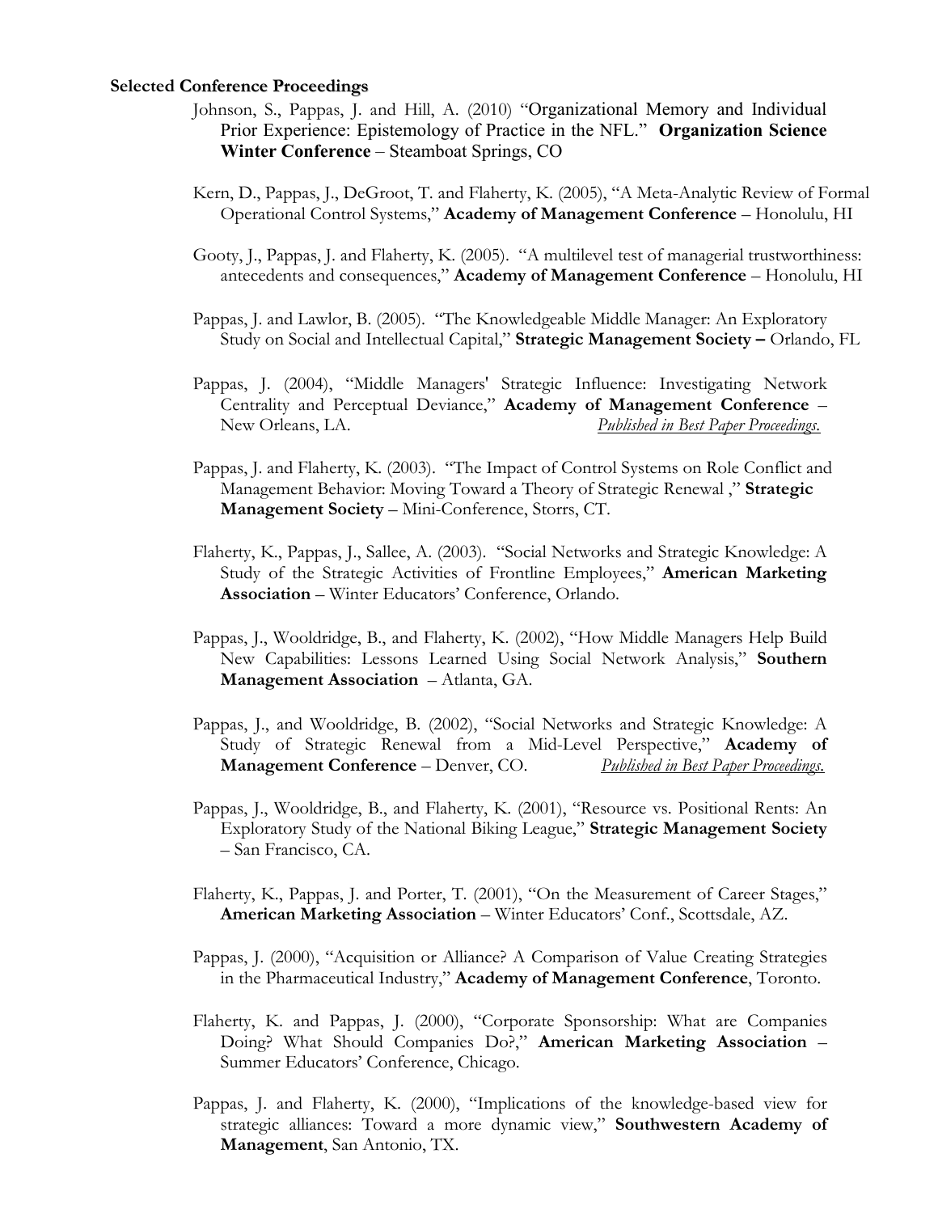**Selected Conference Proceedings**

Johnson, S., Pappas, J. and Hill, A. (2010) "Organizational Memory and Individual Prior Experience: Epistemology of Practice in the NFL." **Organization Science Winter Conference** – Steamboat Springs, CO

Kern, D., Pappas, J., DeGroot, T. and Flaherty, K. (2005), "A Meta-Analytic Review of Formal Operational Control Systems," **Academy of Management Conference** – Honolulu, HI

Gooty, J., Pappas, J. and Flaherty, K. (2005). "A multilevel test of managerial trustworthiness: antecedents and consequences," **Academy of Management Conference** – Honolulu, HI

Pappas, J. and Lawlor, B. (2005). "The Knowledgeable Middle Manager: An Exploratory Study on Social and Intellectual Capital," **Strategic Management Society –** Orlando, FL

Pappas, J. (2004), "Middle Managers' Strategic Influence: Investigating Network Centrality and Perceptual Deviance," **Academy of Management Conference** – New Orleans, LA. *Published in Best Paper Proceedings.*

Pappas, J. and Flaherty, K. (2003). "The Impact of Control Systems on Role Conflict and Management Behavior: Moving Toward a Theory of Strategic Renewal ," **Strategic Management Society** – Mini-Conference, Storrs, CT.

Flaherty, K., Pappas, J., Sallee, A. (2003). "Social Networks and Strategic Knowledge: A Study of the Strategic Activities of Frontline Employees," **American Marketing Association** – Winter Educators' Conference, Orlando.

Pappas, J., Wooldridge, B., and Flaherty, K. (2002), "How Middle Managers Help Build New Capabilities: Lessons Learned Using Social Network Analysis," **Southern Management Association** – Atlanta, GA.

Pappas, J., and Wooldridge, B. (2002), "Social Networks and Strategic Knowledge: A Study of Strategic Renewal from a Mid-Level Perspective," **Academy of Management Conference** – Denver, CO. *Published in Best Paper Proceedings.*

Pappas, J., Wooldridge, B., and Flaherty, K. (2001), "Resource vs. Positional Rents: An Exploratory Study of the National Biking League," **Strategic Management Society** – San Francisco, CA.

Flaherty, K., Pappas, J. and Porter, T. (2001), "On the Measurement of Career Stages," **American Marketing Association** – Winter Educators' Conf., Scottsdale, AZ.

Pappas, J. (2000), "Acquisition or Alliance? A Comparison of Value Creating Strategies in the Pharmaceutical Industry," **Academy of Management Conference**, Toronto.

Flaherty, K. and Pappas, J. (2000), "Corporate Sponsorship: What are Companies Doing? What Should Companies Do?," **American Marketing Association** – Summer Educators' Conference, Chicago.

Pappas, J. and Flaherty, K. (2000), "Implications of the knowledge-based view for strategic alliances: Toward a more dynamic view," **Southwestern Academy of Management**, San Antonio, TX.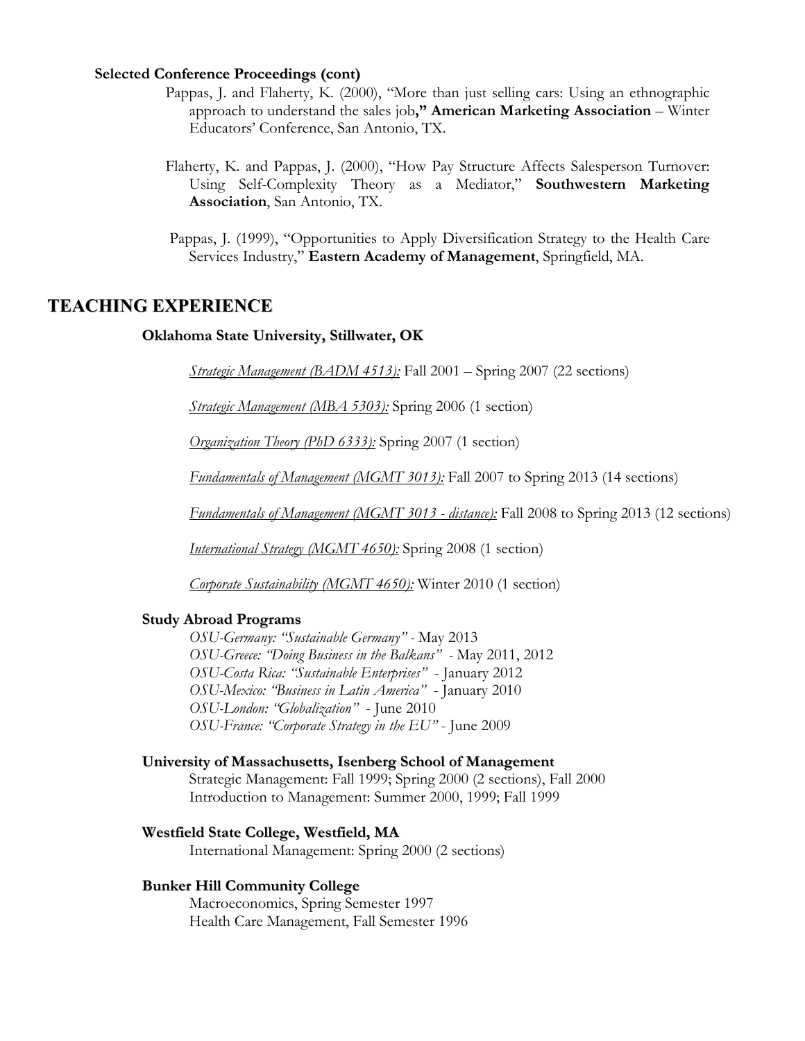### Selected Conference Proceedings (cont)

Pappas, J. and Flaherty, K. (2000), "More than just selling cars: Using an ethnographic approach to understand the sales job**," American Marketing Association** – Winter Educators' Conference, San Antonio, TX.

Flaherty, K. and Pappas, J. (2000), "How Pay Structure Affects Salesperson Turnover: Using Self-Complexity Theory as a Mediator," **Southwestern Marketing Association**, San Antonio, TX.

Pappas, J. (1999), "Opportunities to Apply Diversification Strategy to the Health Care Services Industry," **Eastern Academy of Management**, Springfield, MA.

## TEACHING EXPERIENCE

### Oklahoma State University, Stillwater, OK

*Strategic Management (BADM 4513):* Fall 2001 – Spring 2007 (22 sections)

*Strategic Management (MBA 5303):* Spring 2006 (1 section)

*Organization Theory (PhD 6333):* Spring 2007 (1 section)

*Fundamentals of Management (MGMT 3013):* Fall 2007 to Spring 2013 (14 sections)

*Fundamentals of Management (MGMT 3013 - distance):* Fall 2008 to Spring 2013 (12 sections)

*International Strategy (MGMT 4650):* Spring 2008 (1 section)

*Corporate Sustainability (MGMT 4650):* Winter 2010 (1 section)

### Study Abroad Programs

*OSU-Germany: "Sustainable Germany"* - May 2013
*OSU-Greece: "Doing Business in the Balkans"* - May 2011, 2012
*OSU-Costa Rica: "Sustainable Enterprises"* - January 2012
*OSU-Mexico: "Business in Latin America"* - January 2010
*OSU-London: "Globalization"* - June 2010
*OSU-France: "Corporate Strategy in the EU"* - June 2009

### University of Massachusetts, Isenberg School of Management

Strategic Management: Fall 1999; Spring 2000 (2 sections), Fall 2000
Introduction to Management: Summer 2000, 1999; Fall 1999

### Westfield State College, Westfield, MA

International Management: Spring 2000 (2 sections)

### Bunker Hill Community College

Macroeconomics, Spring Semester 1997
Health Care Management, Fall Semester 1996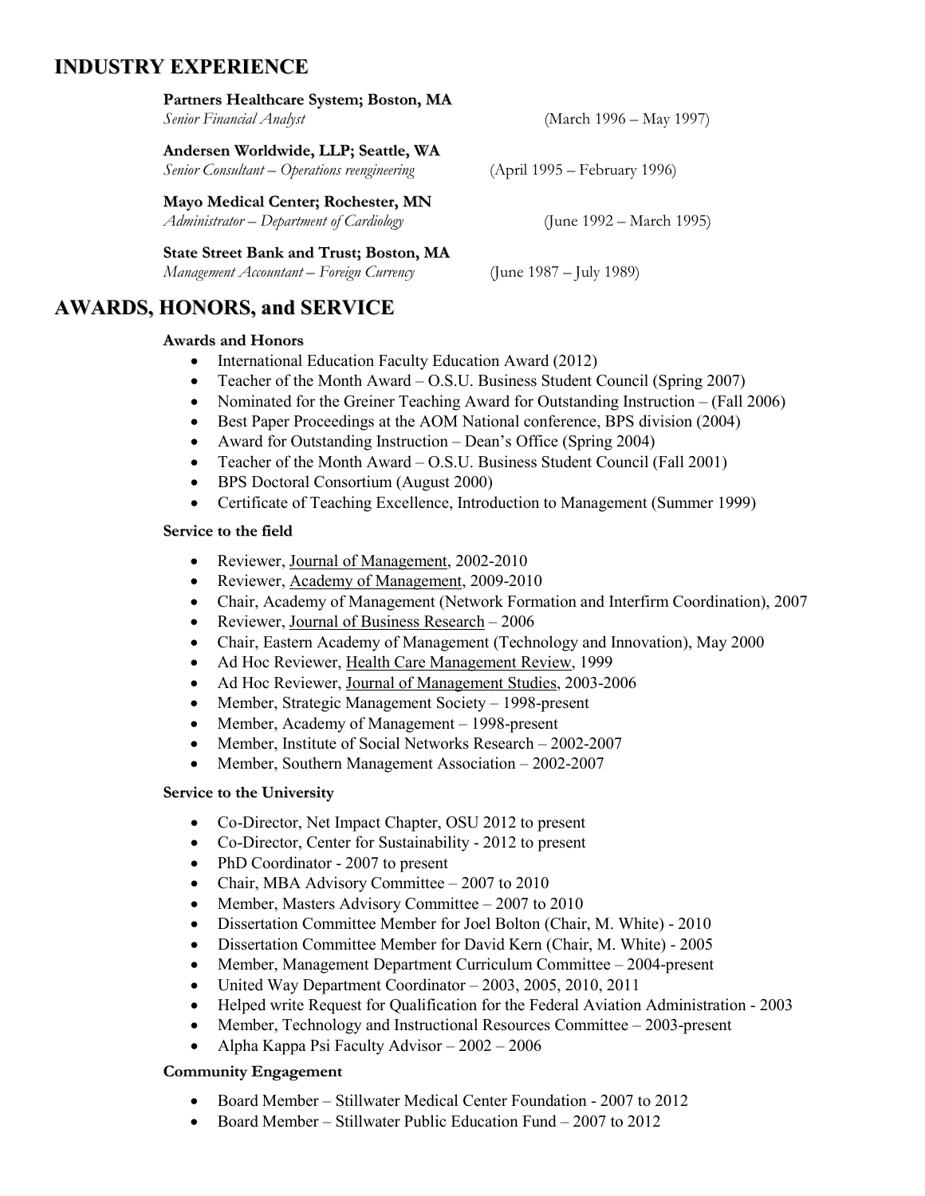## INDUSTRY EXPERIENCE

**Partners Healthcare System; Boston, MA**
*Senior Financial Analyst* (March 1996 – May 1997)

**Andersen Worldwide, LLP; Seattle, WA**
*Senior Consultant – Operations reengineering* (April 1995 – February 1996)

**Mayo Medical Center; Rochester, MN**
*Administrator – Department of Cardiology* (June 1992 – March 1995)

**State Street Bank and Trust; Boston, MA**
*Management Accountant – Foreign Currency* (June 1987 – July 1989)

## AWARDS, HONORS, and SERVICE

**Awards and Honors**

- International Education Faculty Education Award (2012)
- Teacher of the Month Award – O.S.U. Business Student Council (Spring 2007)
- Nominated for the Greiner Teaching Award for Outstanding Instruction – (Fall 2006)
- Best Paper Proceedings at the AOM National conference, BPS division (2004)
- Award for Outstanding Instruction – Dean's Office (Spring 2004)
- Teacher of the Month Award – O.S.U. Business Student Council (Fall 2001)
- BPS Doctoral Consortium (August 2000)
- Certificate of Teaching Excellence, Introduction to Management (Summer 1999)

**Service to the field**

- Reviewer, Journal of Management, 2002-2010
- Reviewer, Academy of Management, 2009-2010
- Chair, Academy of Management (Network Formation and Interfirm Coordination), 2007
- Reviewer, Journal of Business Research – 2006
- Chair, Eastern Academy of Management (Technology and Innovation), May 2000
- Ad Hoc Reviewer, Health Care Management Review, 1999
- Ad Hoc Reviewer, Journal of Management Studies, 2003-2006
- Member, Strategic Management Society – 1998-present
- Member, Academy of Management – 1998-present
- Member, Institute of Social Networks Research – 2002-2007
- Member, Southern Management Association – 2002-2007

**Service to the University**

- Co-Director, Net Impact Chapter, OSU 2012 to present
- Co-Director, Center for Sustainability - 2012 to present
- PhD Coordinator - 2007 to present
- Chair, MBA Advisory Committee – 2007 to 2010
- Member, Masters Advisory Committee – 2007 to 2010
- Dissertation Committee Member for Joel Bolton (Chair, M. White) - 2010
- Dissertation Committee Member for David Kern (Chair, M. White) - 2005
- Member, Management Department Curriculum Committee – 2004-present
- United Way Department Coordinator – 2003, 2005, 2010, 2011
- Helped write Request for Qualification for the Federal Aviation Administration - 2003
- Member, Technology and Instructional Resources Committee – 2003-present
- Alpha Kappa Psi Faculty Advisor – 2002 – 2006

**Community Engagement**

- Board Member – Stillwater Medical Center Foundation - 2007 to 2012
- Board Member – Stillwater Public Education Fund – 2007 to 2012